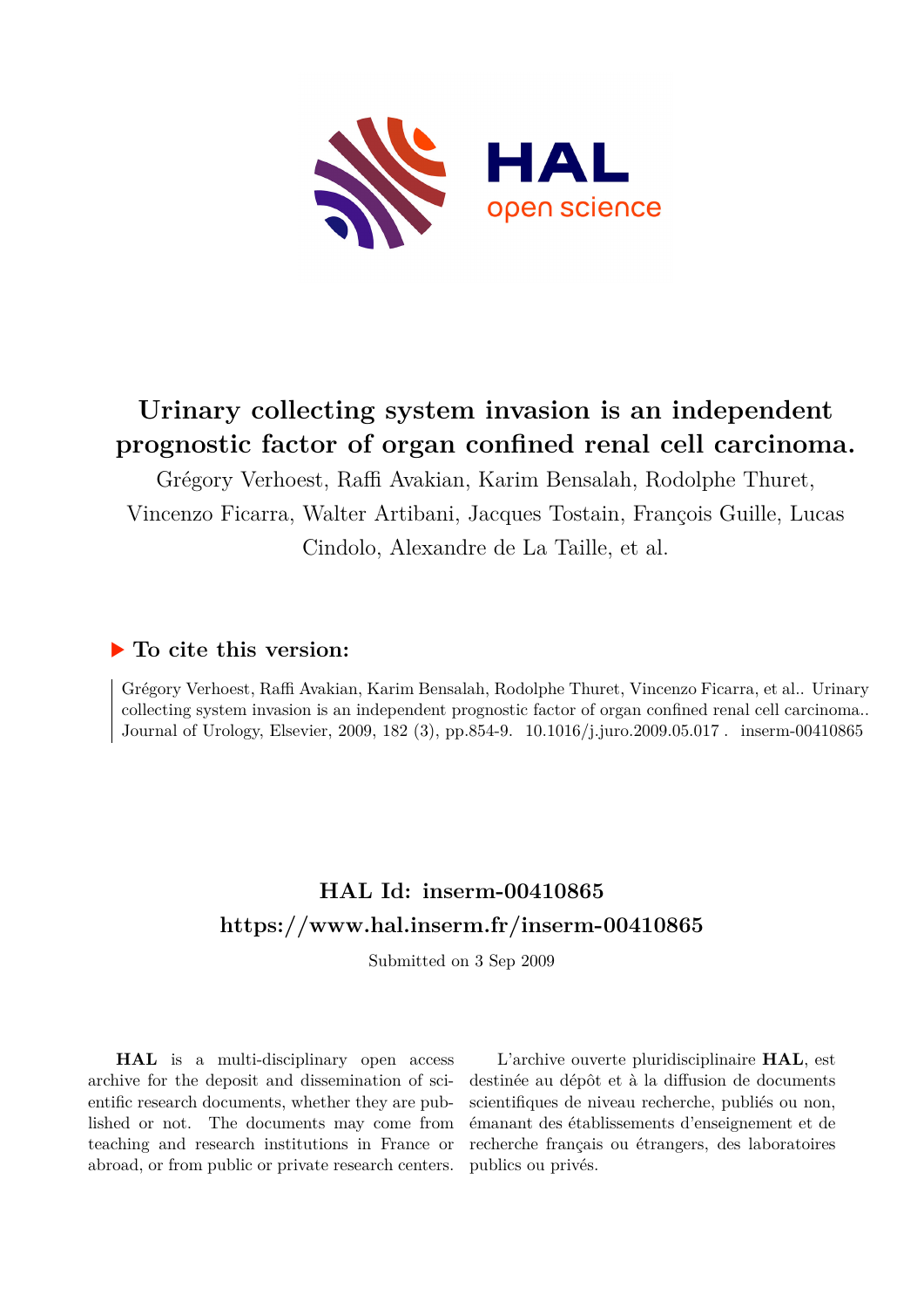# Urinary collecting system invasion is an independent prognostic factor of organ confined renal cell carcinoma.

Grégory Verhoest, Raffi Avakian, Karim Bensalah, Rodolphe Thuret, Vincenzo Ficarra, Walter Artibani, Jacques Tostain, François Guille, Lucas Cindolo, Alexandre de La Taille, et al.

## To cite this version:

Grégory Verhoest, Raffi Avakian, Karim Bensalah, Rodolphe Thuret, Vincenzo Ficarra, et al.. Urinary collecting system invasion is an independent prognostic factor of organ confined renal cell carcinoma.. Journal of Urology, Elsevier, 2009, 182 (3), pp.854-9. 10.1016/j.juro.2009.05.017 . inserm-00410865

## HAL Id: inserm-00410865
## https://www.hal.inserm.fr/inserm-00410865

Submitted on 3 Sep 2009

**HAL** is a multi-disciplinary open access archive for the deposit and dissemination of scientific research documents, whether they are published or not. The documents may come from teaching and research institutions in France or abroad, or from public or private research centers.

L'archive ouverte pluridisciplinaire **HAL**, est destinée au dépôt et à la diffusion de documents scientifiques de niveau recherche, publiés ou non, émanant des établissements d'enseignement et de recherche français ou étrangers, des laboratoires publics ou privés.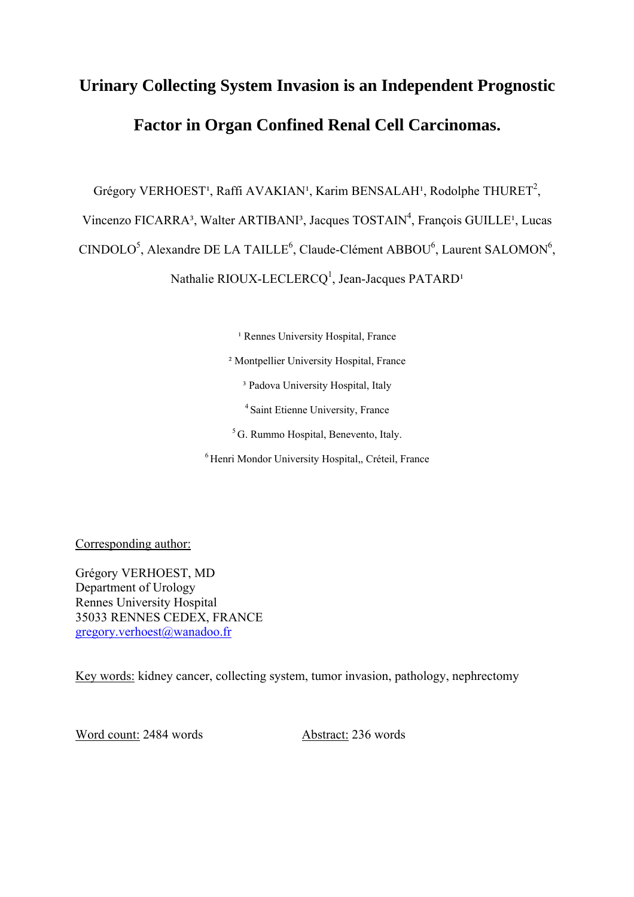# Urinary Collecting System Invasion is an Independent Prognostic Factor in Organ Confined Renal Cell Carcinomas.

Grégory VERHOEST[1], Raffi AVAKIAN[1], Karim BENSALAH[1], Rodolphe THURET[2], Vincenzo FICARRA[3], Walter ARTIBANI[3], Jacques TOSTAIN[4], François GUILLE[1], Lucas CINDOLO[5], Alexandre DE LA TAILLE[6], Claude-Clément ABBOU[6], Laurent SALOMON[6], Nathalie RIOUX-LECLERCQ[1], Jean-Jacques PATARD[1]

[1] Rennes University Hospital, France

[2] Montpellier University Hospital, France

[3] Padova University Hospital, Italy

[4] Saint Etienne University, France

[5] G. Rummo Hospital, Benevento, Italy.

[6] Henri Mondor University Hospital,, Créteil, France

Corresponding author:

Grégory VERHOEST, MD
Department of Urology
Rennes University Hospital
35033 RENNES CEDEX, FRANCE
gregory.verhoest@wanadoo.fr

Key words: kidney cancer, collecting system, tumor invasion, pathology, nephrectomy

Word count: 2484 words

Abstract: 236 words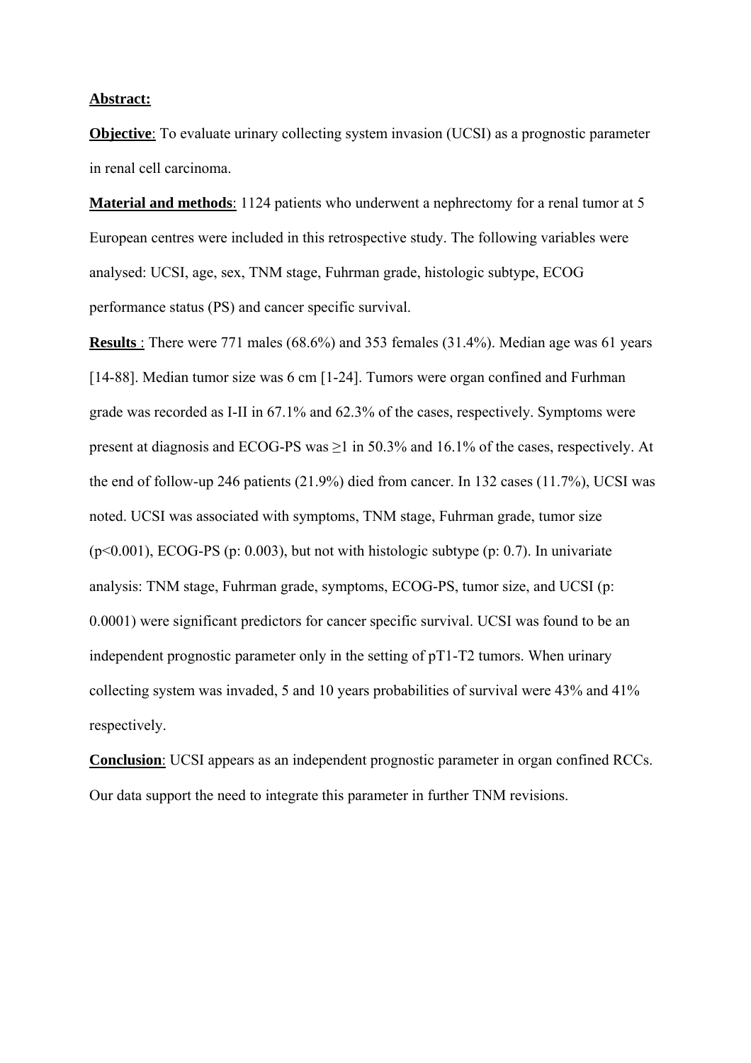## Abstract:

**Objective**: To evaluate urinary collecting system invasion (UCSI) as a prognostic parameter in renal cell carcinoma.

**Material and methods**: 1124 patients who underwent a nephrectomy for a renal tumor at 5 European centres were included in this retrospective study. The following variables were analysed: UCSI, age, sex, TNM stage, Fuhrman grade, histologic subtype, ECOG performance status (PS) and cancer specific survival.

**Results** : There were 771 males (68.6%) and 353 females (31.4%). Median age was 61 years [14-88]. Median tumor size was 6 cm [1-24]. Tumors were organ confined and Furhman grade was recorded as I-II in 67.1% and 62.3% of the cases, respectively. Symptoms were present at diagnosis and ECOG-PS was ≥1 in 50.3% and 16.1% of the cases, respectively. At the end of follow-up 246 patients (21.9%) died from cancer. In 132 cases (11.7%), UCSI was noted. UCSI was associated with symptoms, TNM stage, Fuhrman grade, tumor size ($p<0.001$), ECOG-PS (p: 0.003), but not with histologic subtype (p: 0.7). In univariate analysis: TNM stage, Fuhrman grade, symptoms, ECOG-PS, tumor size, and UCSI (p: 0.0001) were significant predictors for cancer specific survival. UCSI was found to be an independent prognostic parameter only in the setting of pT1-T2 tumors. When urinary collecting system was invaded, 5 and 10 years probabilities of survival were 43% and 41% respectively.

**Conclusion**: UCSI appears as an independent prognostic parameter in organ confined RCCs. Our data support the need to integrate this parameter in further TNM revisions.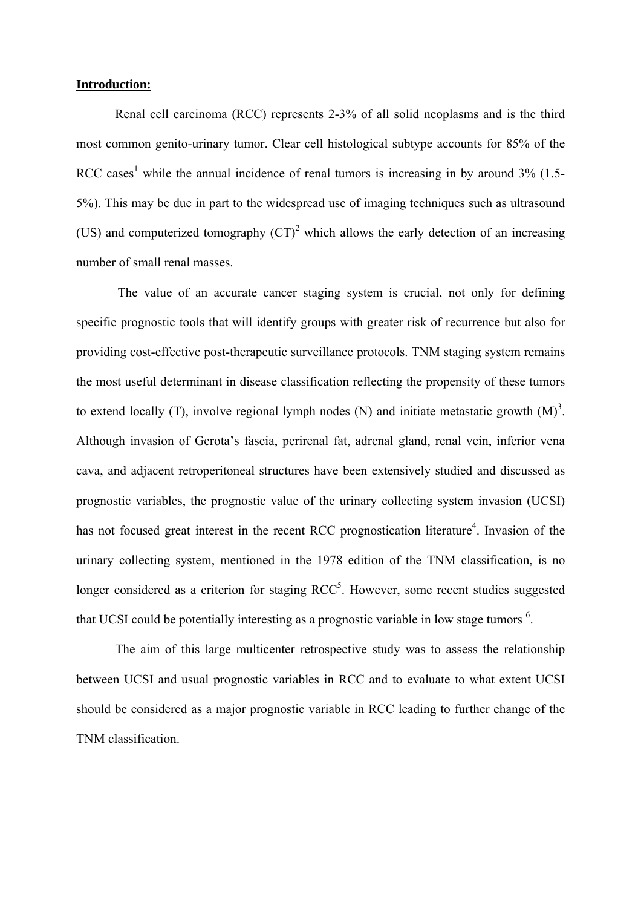**Introduction:**

Renal cell carcinoma (RCC) represents 2-3% of all solid neoplasms and is the third most common genito-urinary tumor. Clear cell histological subtype accounts for 85% of the RCC cases[1] while the annual incidence of renal tumors is increasing in by around 3% (1.5-5%). This may be due in part to the widespread use of imaging techniques such as ultrasound (US) and computerized tomography (CT)[2] which allows the early detection of an increasing number of small renal masses.

The value of an accurate cancer staging system is crucial, not only for defining specific prognostic tools that will identify groups with greater risk of recurrence but also for providing cost-effective post-therapeutic surveillance protocols. TNM staging system remains the most useful determinant in disease classification reflecting the propensity of these tumors to extend locally (T), involve regional lymph nodes (N) and initiate metastatic growth (M)[3]. Although invasion of Gerota's fascia, perirenal fat, adrenal gland, renal vein, inferior vena cava, and adjacent retroperitoneal structures have been extensively studied and discussed as prognostic variables, the prognostic value of the urinary collecting system invasion (UCSI) has not focused great interest in the recent RCC prognostication literature[4]. Invasion of the urinary collecting system, mentioned in the 1978 edition of the TNM classification, is no longer considered as a criterion for staging RCC[5]. However, some recent studies suggested that UCSI could be potentially interesting as a prognostic variable in low stage tumors [6].

The aim of this large multicenter retrospective study was to assess the relationship between UCSI and usual prognostic variables in RCC and to evaluate to what extent UCSI should be considered as a major prognostic variable in RCC leading to further change of the TNM classification.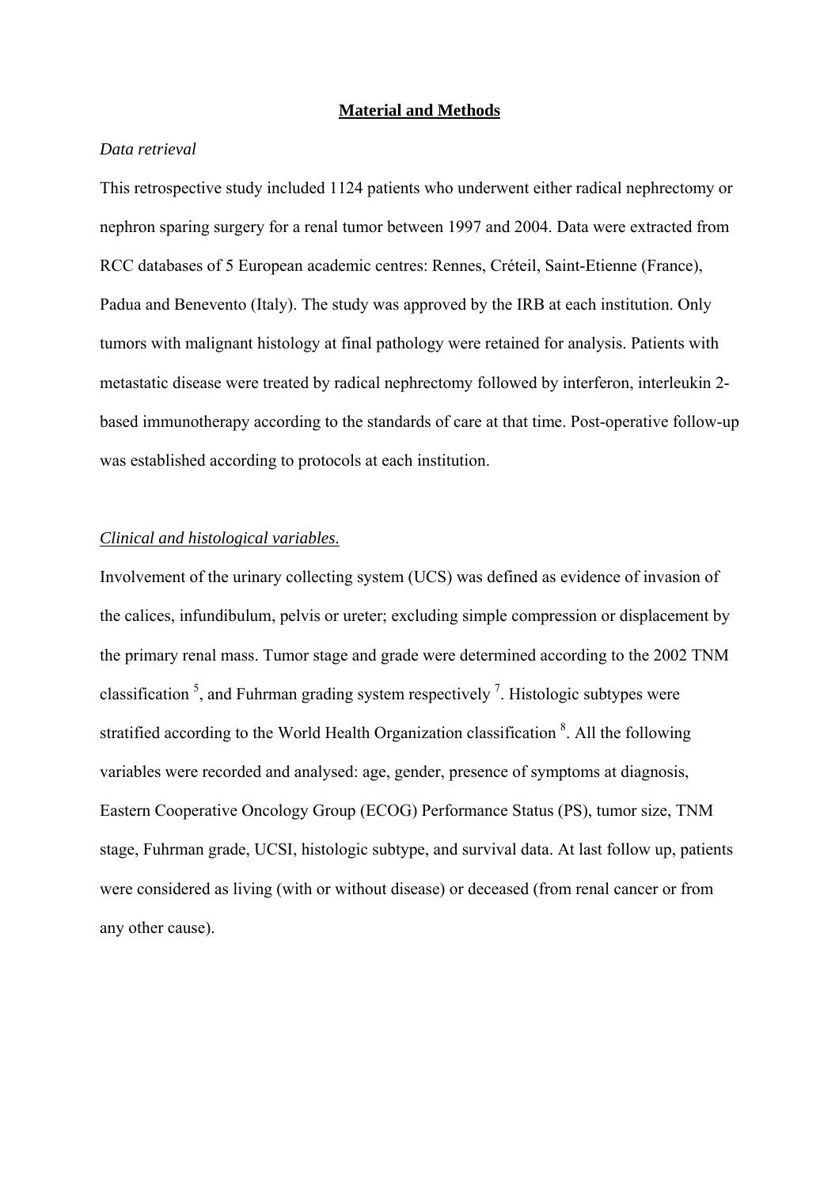## **Material and Methods**

*Data retrieval*

This retrospective study included 1124 patients who underwent either radical nephrectomy or nephron sparing surgery for a renal tumor between 1997 and 2004. Data were extracted from RCC databases of 5 European academic centres: Rennes, Créteil, Saint-Etienne (France), Padua and Benevento (Italy). The study was approved by the IRB at each institution. Only tumors with malignant histology at final pathology were retained for analysis. Patients with metastatic disease were treated by radical nephrectomy followed by interferon, interleukin 2-based immunotherapy according to the standards of care at that time. Post-operative follow-up was established according to protocols at each institution.

*Clinical and histological variables.*

Involvement of the urinary collecting system (UCS) was defined as evidence of invasion of the calices, infundibulum, pelvis or ureter; excluding simple compression or displacement by the primary renal mass. Tumor stage and grade were determined according to the 2002 TNM classification [5], and Fuhrman grading system respectively [7]. Histologic subtypes were stratified according to the World Health Organization classification [8]. All the following variables were recorded and analysed: age, gender, presence of symptoms at diagnosis, Eastern Cooperative Oncology Group (ECOG) Performance Status (PS), tumor size, TNM stage, Fuhrman grade, UCSI, histologic subtype, and survival data. At last follow up, patients were considered as living (with or without disease) or deceased (from renal cancer or from any other cause).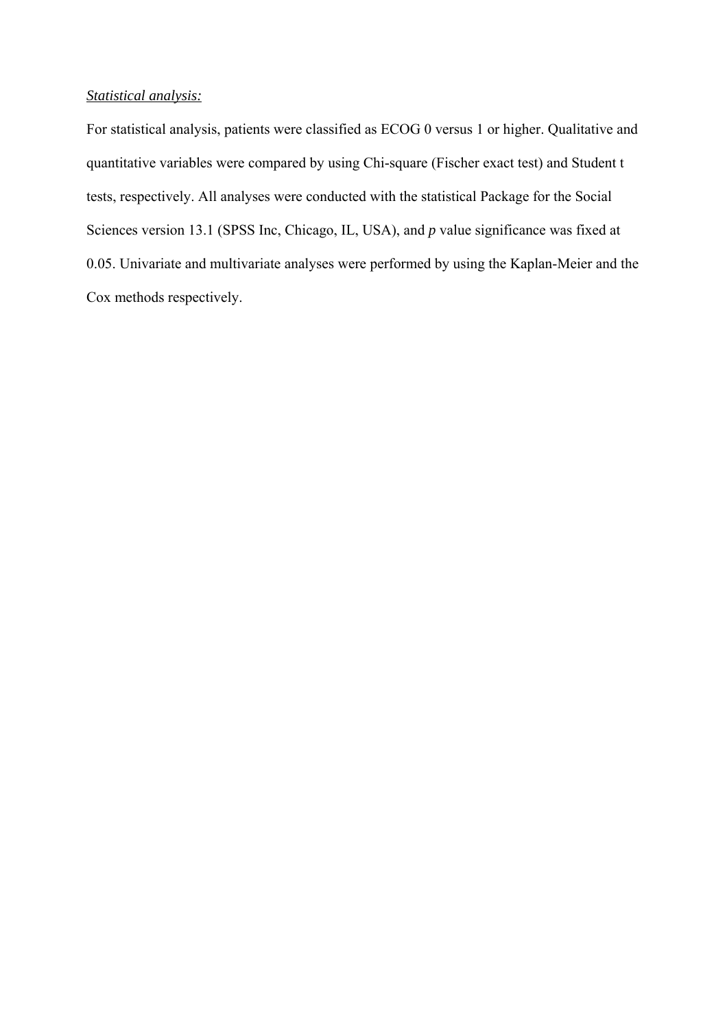*Statistical analysis:*

For statistical analysis, patients were classified as ECOG 0 versus 1 or higher. Qualitative and quantitative variables were compared by using Chi-square (Fischer exact test) and Student t tests, respectively. All analyses were conducted with the statistical Package for the Social Sciences version 13.1 (SPSS Inc, Chicago, IL, USA), and *p* value significance was fixed at 0.05. Univariate and multivariate analyses were performed by using the Kaplan-Meier and the Cox methods respectively.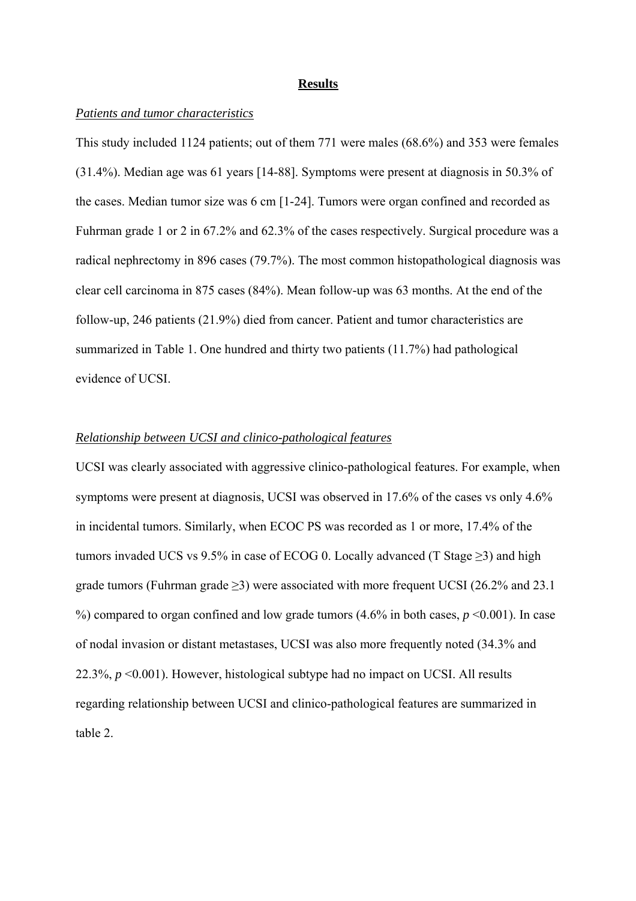## Results

*Patients and tumor characteristics*

This study included 1124 patients; out of them 771 were males (68.6%) and 353 were females (31.4%). Median age was 61 years [14-88]. Symptoms were present at diagnosis in 50.3% of the cases. Median tumor size was 6 cm [1-24]. Tumors were organ confined and recorded as Fuhrman grade 1 or 2 in 67.2% and 62.3% of the cases respectively. Surgical procedure was a radical nephrectomy in 896 cases (79.7%). The most common histopathological diagnosis was clear cell carcinoma in 875 cases (84%). Mean follow-up was 63 months. At the end of the follow-up, 246 patients (21.9%) died from cancer. Patient and tumor characteristics are summarized in Table 1. One hundred and thirty two patients (11.7%) had pathological evidence of UCSI.

*Relationship between UCSI and clinico-pathological features*

UCSI was clearly associated with aggressive clinico-pathological features. For example, when symptoms were present at diagnosis, UCSI was observed in 17.6% of the cases vs only 4.6% in incidental tumors. Similarly, when ECOC PS was recorded as 1 or more, 17.4% of the tumors invaded UCS vs 9.5% in case of ECOG 0. Locally advanced (T Stage ≥3) and high grade tumors (Fuhrman grade ≥3) were associated with more frequent UCSI (26.2% and 23.1 %) compared to organ confined and low grade tumors (4.6% in both cases, $p$ <0.001). In case of nodal invasion or distant metastases, UCSI was also more frequently noted (34.3% and 22.3%, $p$ <0.001). However, histological subtype had no impact on UCSI. All results regarding relationship between UCSI and clinico-pathological features are summarized in table 2.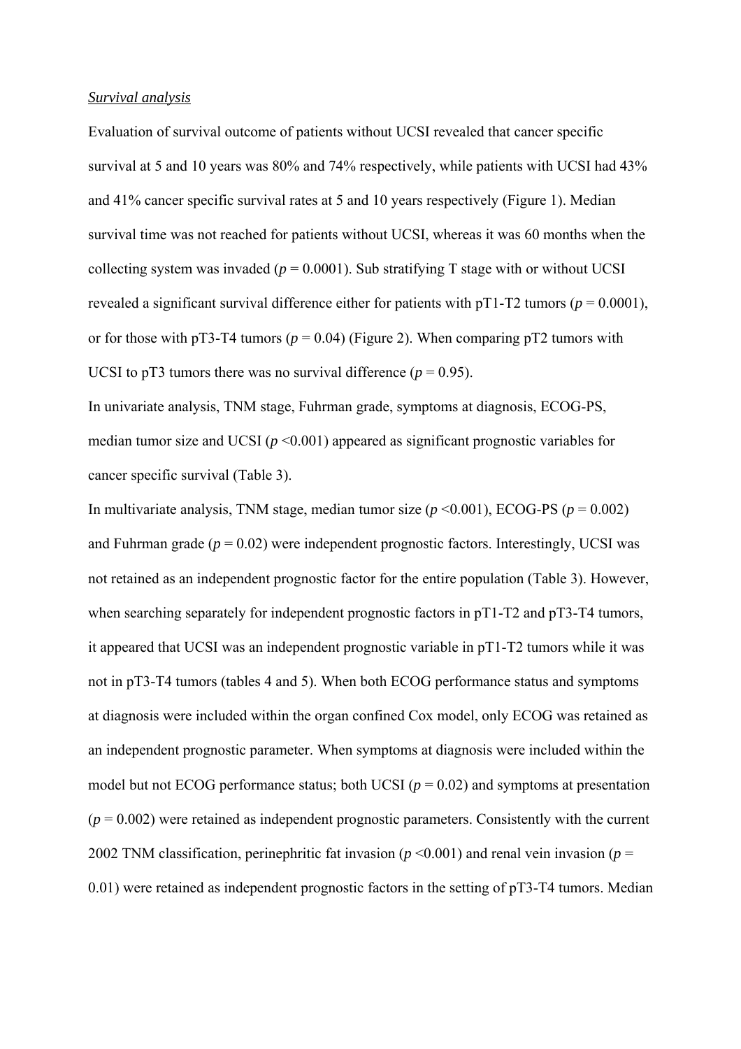*Survival analysis*

Evaluation of survival outcome of patients without UCSI revealed that cancer specific survival at 5 and 10 years was 80% and 74% respectively, while patients with UCSI had 43% and 41% cancer specific survival rates at 5 and 10 years respectively (Figure 1). Median survival time was not reached for patients without UCSI, whereas it was 60 months when the collecting system was invaded ($p = 0.0001$). Sub stratifying T stage with or without UCSI revealed a significant survival difference either for patients with pT1-T2 tumors ($p = 0.0001$), or for those with pT3-T4 tumors ($p = 0.04$) (Figure 2). When comparing pT2 tumors with UCSI to pT3 tumors there was no survival difference ($p = 0.95$).

In univariate analysis, TNM stage, Fuhrman grade, symptoms at diagnosis, ECOG-PS, median tumor size and UCSI ($p < 0.001$) appeared as significant prognostic variables for cancer specific survival (Table 3).

In multivariate analysis, TNM stage, median tumor size ($p < 0.001$), ECOG-PS ($p = 0.002$) and Fuhrman grade ($p = 0.02$) were independent prognostic factors. Interestingly, UCSI was not retained as an independent prognostic factor for the entire population (Table 3). However, when searching separately for independent prognostic factors in pT1-T2 and pT3-T4 tumors, it appeared that UCSI was an independent prognostic variable in pT1-T2 tumors while it was not in pT3-T4 tumors (tables 4 and 5). When both ECOG performance status and symptoms at diagnosis were included within the organ confined Cox model, only ECOG was retained as an independent prognostic parameter. When symptoms at diagnosis were included within the model but not ECOG performance status; both UCSI ($p = 0.02$) and symptoms at presentation ($p = 0.002$) were retained as independent prognostic parameters. Consistently with the current 2002 TNM classification, perinephritic fat invasion ($p < 0.001$) and renal vein invasion ($p = 0.01$) were retained as independent prognostic factors in the setting of pT3-T4 tumors. Median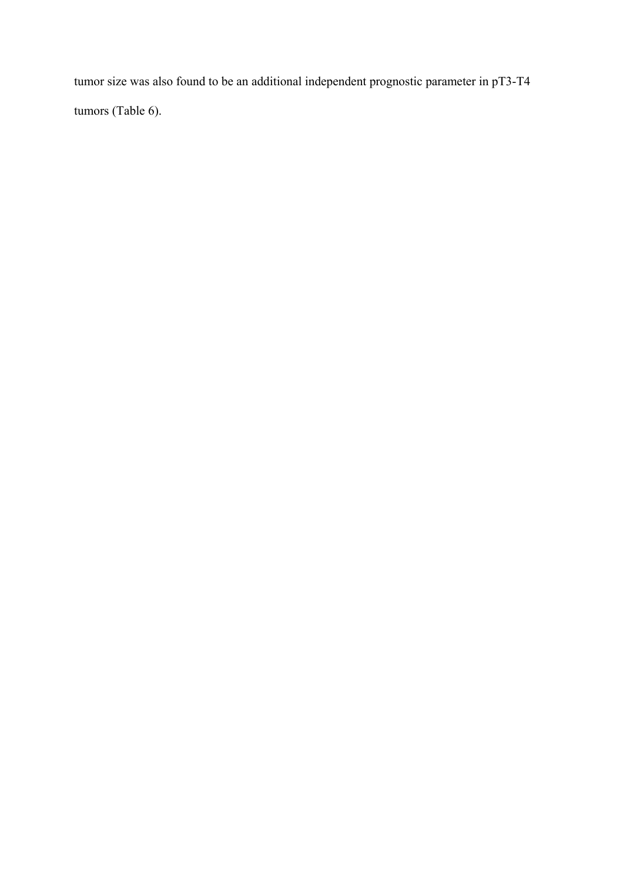tumor size was also found to be an additional independent prognostic parameter in pT3-T4 tumors (Table 6).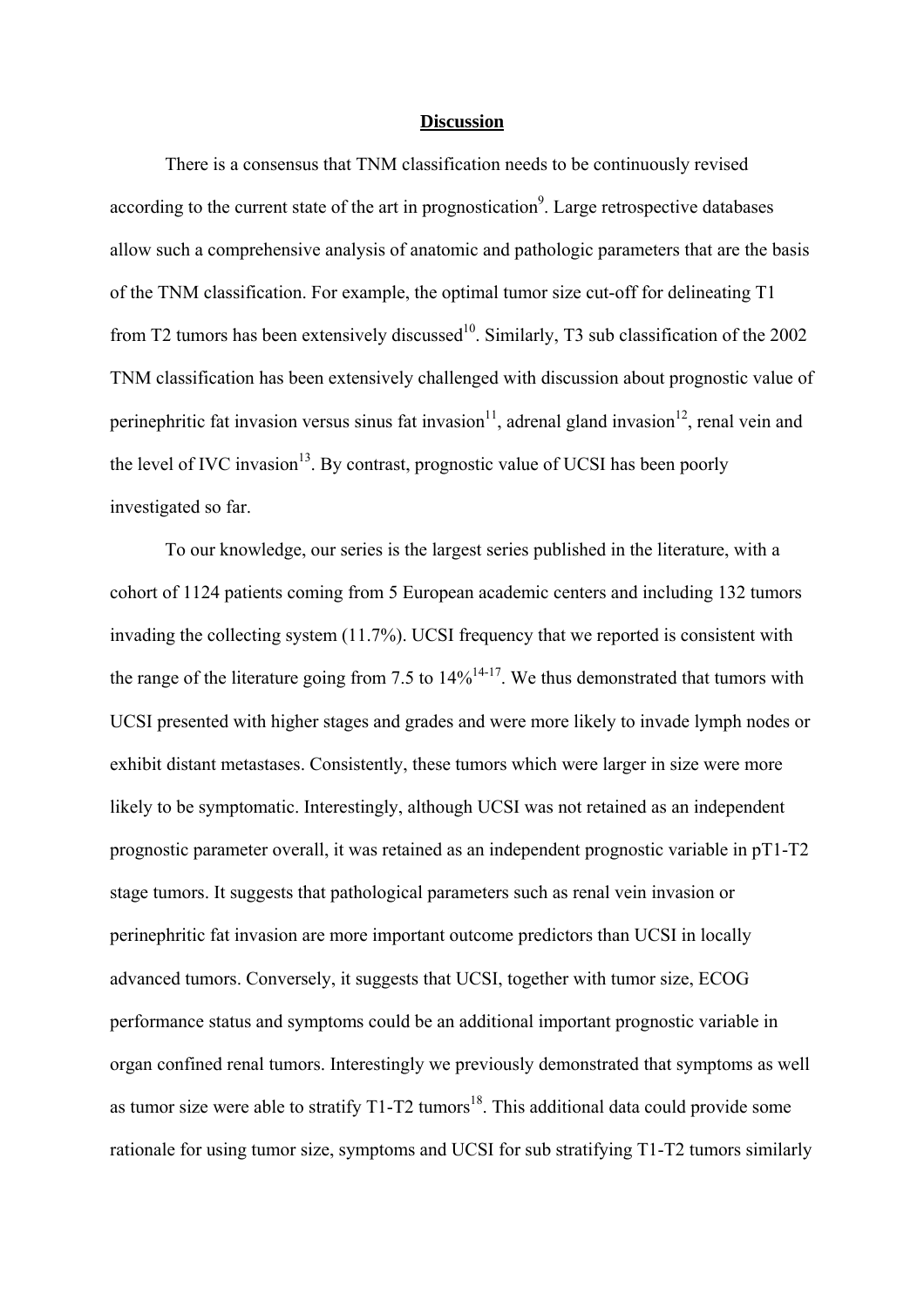## Discussion

There is a consensus that TNM classification needs to be continuously revised according to the current state of the art in prognostication[9]. Large retrospective databases allow such a comprehensive analysis of anatomic and pathologic parameters that are the basis of the TNM classification. For example, the optimal tumor size cut-off for delineating T1 from T2 tumors has been extensively discussed[10]. Similarly, T3 sub classification of the 2002 TNM classification has been extensively challenged with discussion about prognostic value of perinephritic fat invasion versus sinus fat invasion[11], adrenal gland invasion[12], renal vein and the level of IVC invasion[13]. By contrast, prognostic value of UCSI has been poorly investigated so far.

To our knowledge, our series is the largest series published in the literature, with a cohort of 1124 patients coming from 5 European academic centers and including 132 tumors invading the collecting system (11.7%). UCSI frequency that we reported is consistent with the range of the literature going from 7.5 to 14%[14-17]. We thus demonstrated that tumors with UCSI presented with higher stages and grades and were more likely to invade lymph nodes or exhibit distant metastases. Consistently, these tumors which were larger in size were more likely to be symptomatic. Interestingly, although UCSI was not retained as an independent prognostic parameter overall, it was retained as an independent prognostic variable in pT1-T2 stage tumors. It suggests that pathological parameters such as renal vein invasion or perinephritic fat invasion are more important outcome predictors than UCSI in locally advanced tumors. Conversely, it suggests that UCSI, together with tumor size, ECOG performance status and symptoms could be an additional important prognostic variable in organ confined renal tumors. Interestingly we previously demonstrated that symptoms as well as tumor size were able to stratify T1-T2 tumors[18]. This additional data could provide some rationale for using tumor size, symptoms and UCSI for sub stratifying T1-T2 tumors similarly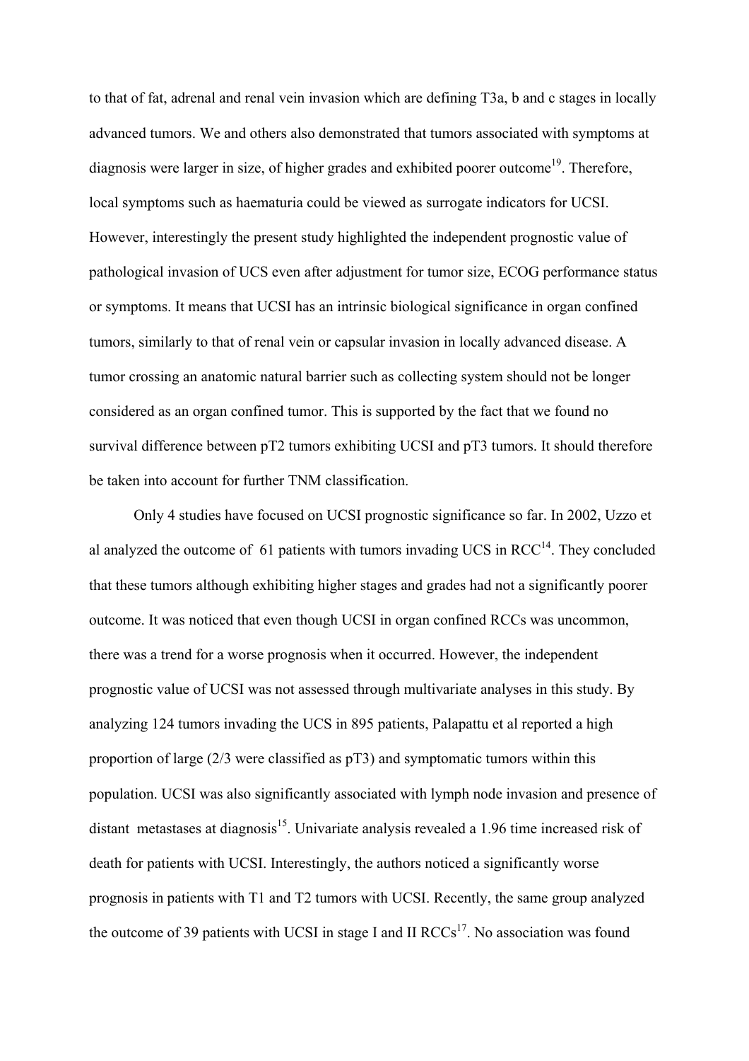to that of fat, adrenal and renal vein invasion which are defining T3a, b and c stages in locally advanced tumors. We and others also demonstrated that tumors associated with symptoms at diagnosis were larger in size, of higher grades and exhibited poorer outcome[19]. Therefore, local symptoms such as haematuria could be viewed as surrogate indicators for UCSI. However, interestingly the present study highlighted the independent prognostic value of pathological invasion of UCS even after adjustment for tumor size, ECOG performance status or symptoms. It means that UCSI has an intrinsic biological significance in organ confined tumors, similarly to that of renal vein or capsular invasion in locally advanced disease. A tumor crossing an anatomic natural barrier such as collecting system should not be longer considered as an organ confined tumor. This is supported by the fact that we found no survival difference between pT2 tumors exhibiting UCSI and pT3 tumors. It should therefore be taken into account for further TNM classification.

Only 4 studies have focused on UCSI prognostic significance so far. In 2002, Uzzo et al analyzed the outcome of 61 patients with tumors invading UCS in RCC[14]. They concluded that these tumors although exhibiting higher stages and grades had not a significantly poorer outcome. It was noticed that even though UCSI in organ confined RCCs was uncommon, there was a trend for a worse prognosis when it occurred. However, the independent prognostic value of UCSI was not assessed through multivariate analyses in this study. By analyzing 124 tumors invading the UCS in 895 patients, Palapattu et al reported a high proportion of large (2/3 were classified as pT3) and symptomatic tumors within this population. UCSI was also significantly associated with lymph node invasion and presence of distant metastases at diagnosis[15]. Univariate analysis revealed a 1.96 time increased risk of death for patients with UCSI. Interestingly, the authors noticed a significantly worse prognosis in patients with T1 and T2 tumors with UCSI. Recently, the same group analyzed the outcome of 39 patients with UCSI in stage I and II RCCs[17]. No association was found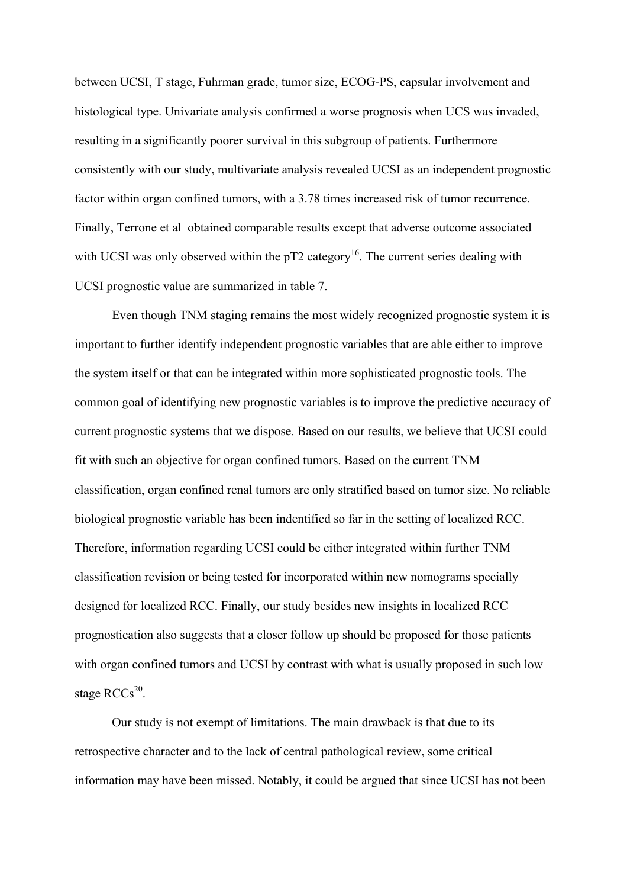between UCSI, T stage, Fuhrman grade, tumor size, ECOG-PS, capsular involvement and histological type. Univariate analysis confirmed a worse prognosis when UCS was invaded, resulting in a significantly poorer survival in this subgroup of patients. Furthermore consistently with our study, multivariate analysis revealed UCSI as an independent prognostic factor within organ confined tumors, with a 3.78 times increased risk of tumor recurrence. Finally, Terrone et al  obtained comparable results except that adverse outcome associated with UCSI was only observed within the pT2 category[16]. The current series dealing with UCSI prognostic value are summarized in table 7.

Even though TNM staging remains the most widely recognized prognostic system it is important to further identify independent prognostic variables that are able either to improve the system itself or that can be integrated within more sophisticated prognostic tools. The common goal of identifying new prognostic variables is to improve the predictive accuracy of current prognostic systems that we dispose. Based on our results, we believe that UCSI could fit with such an objective for organ confined tumors. Based on the current TNM classification, organ confined renal tumors are only stratified based on tumor size. No reliable biological prognostic variable has been indentified so far in the setting of localized RCC. Therefore, information regarding UCSI could be either integrated within further TNM classification revision or being tested for incorporated within new nomograms specially designed for localized RCC. Finally, our study besides new insights in localized RCC prognostication also suggests that a closer follow up should be proposed for those patients with organ confined tumors and UCSI by contrast with what is usually proposed in such low stage RCCs[20].

Our study is not exempt of limitations. The main drawback is that due to its retrospective character and to the lack of central pathological review, some critical information may have been missed. Notably, it could be argued that since UCSI has not been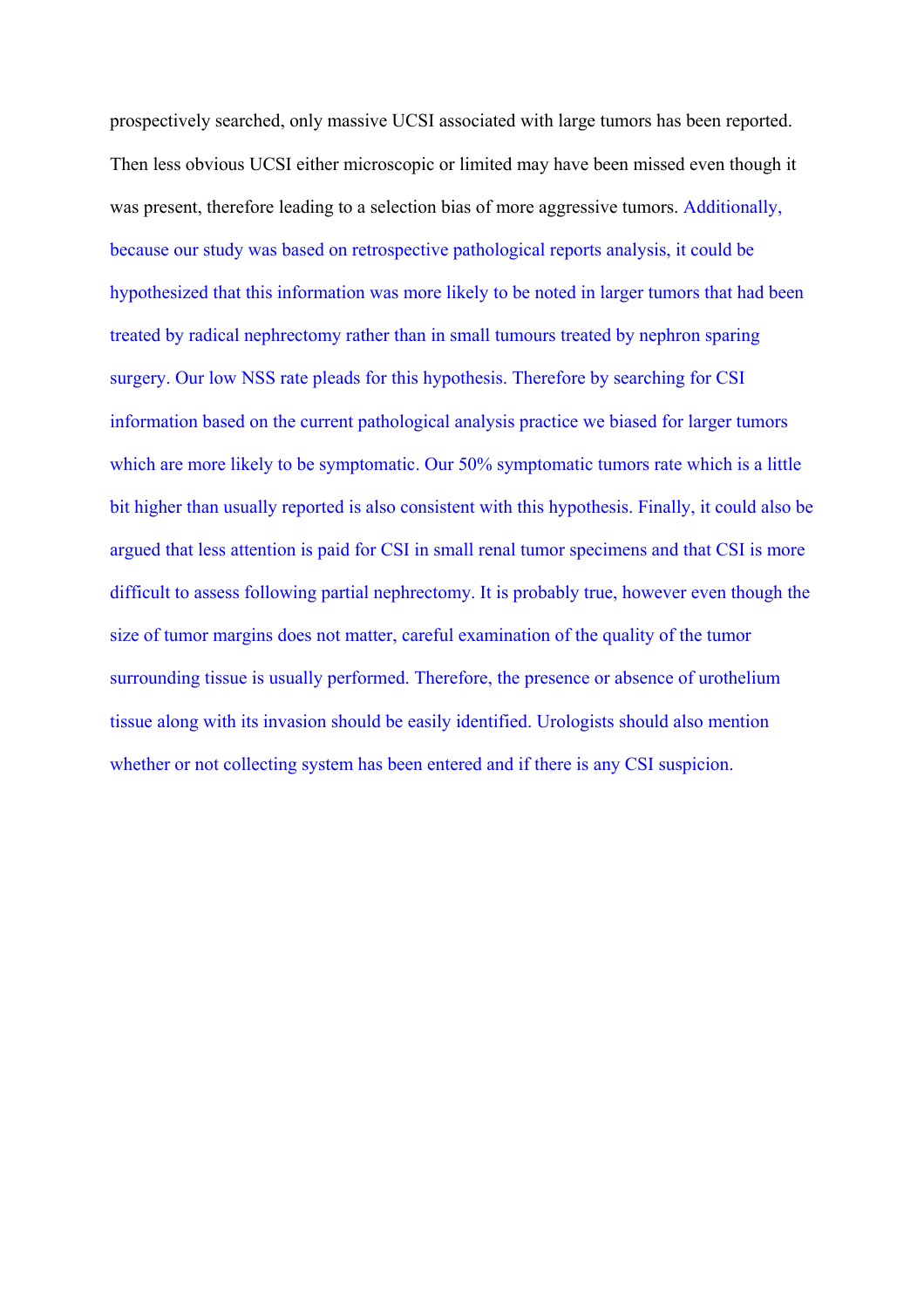prospectively searched, only massive UCSI associated with large tumors has been reported. Then less obvious UCSI either microscopic or limited may have been missed even though it was present, therefore leading to a selection bias of more aggressive tumors. Additionally, because our study was based on retrospective pathological reports analysis, it could be hypothesized that this information was more likely to be noted in larger tumors that had been treated by radical nephrectomy rather than in small tumours treated by nephron sparing surgery. Our low NSS rate pleads for this hypothesis. Therefore by searching for CSI information based on the current pathological analysis practice we biased for larger tumors which are more likely to be symptomatic. Our 50% symptomatic tumors rate which is a little bit higher than usually reported is also consistent with this hypothesis. Finally, it could also be argued that less attention is paid for CSI in small renal tumor specimens and that CSI is more difficult to assess following partial nephrectomy. It is probably true, however even though the size of tumor margins does not matter, careful examination of the quality of the tumor surrounding tissue is usually performed. Therefore, the presence or absence of urothelium tissue along with its invasion should be easily identified. Urologists should also mention whether or not collecting system has been entered and if there is any CSI suspicion.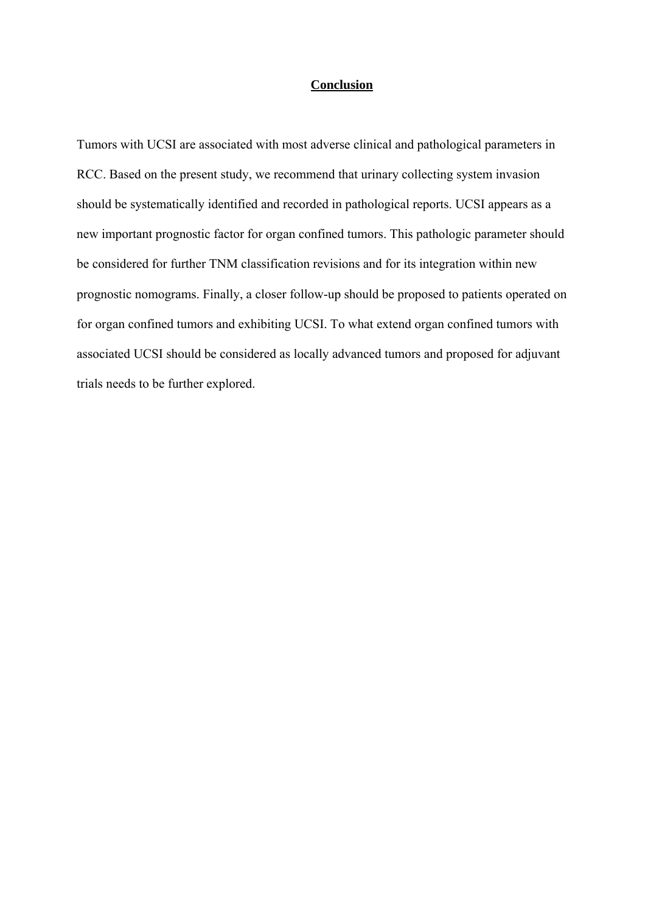## Conclusion

Tumors with UCSI are associated with most adverse clinical and pathological parameters in RCC. Based on the present study, we recommend that urinary collecting system invasion should be systematically identified and recorded in pathological reports. UCSI appears as a new important prognostic factor for organ confined tumors. This pathologic parameter should be considered for further TNM classification revisions and for its integration within new prognostic nomograms. Finally, a closer follow-up should be proposed to patients operated on for organ confined tumors and exhibiting UCSI. To what extend organ confined tumors with associated UCSI should be considered as locally advanced tumors and proposed for adjuvant trials needs to be further explored.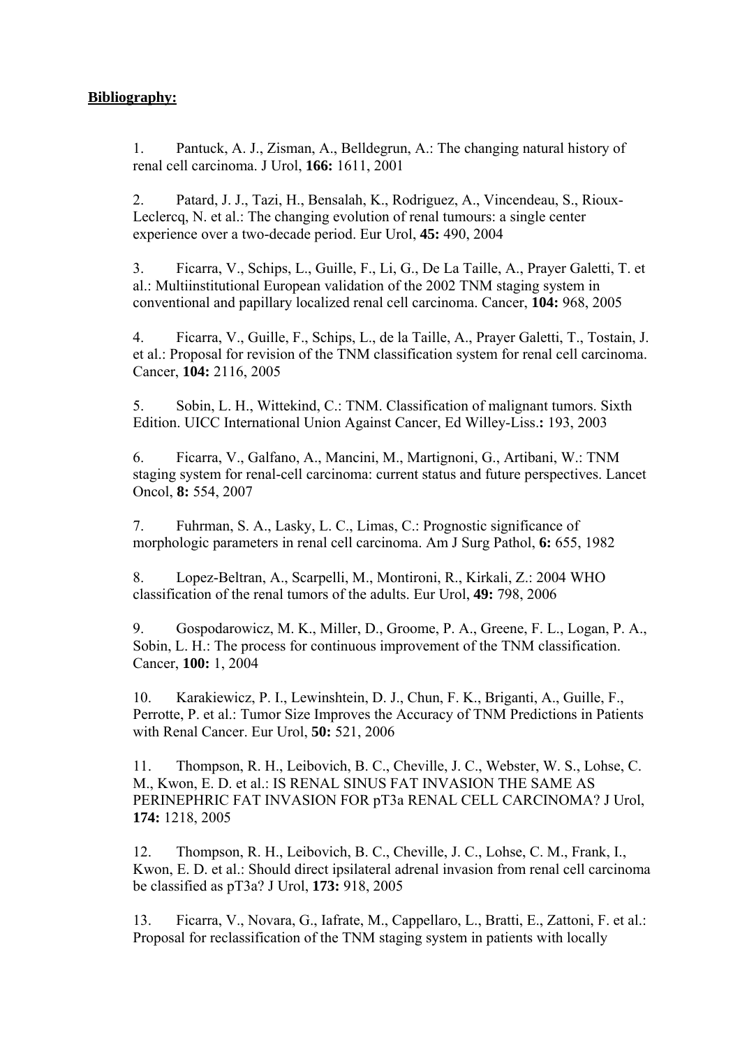**Bibliography:**

1. Pantuck, A. J., Zisman, A., Belldegrun, A.: The changing natural history of renal cell carcinoma. J Urol, **166:** 1611, 2001

2. Patard, J. J., Tazi, H., Bensalah, K., Rodriguez, A., Vincendeau, S., Rioux-Leclercq, N. et al.: The changing evolution of renal tumours: a single center experience over a two-decade period. Eur Urol, **45:** 490, 2004

3. Ficarra, V., Schips, L., Guille, F., Li, G., De La Taille, A., Prayer Galetti, T. et al.: Multiinstitutional European validation of the 2002 TNM staging system in conventional and papillary localized renal cell carcinoma. Cancer, **104:** 968, 2005

4. Ficarra, V., Guille, F., Schips, L., de la Taille, A., Prayer Galetti, T., Tostain, J. et al.: Proposal for revision of the TNM classification system for renal cell carcinoma. Cancer, **104:** 2116, 2005

5. Sobin, L. H., Wittekind, C.: TNM. Classification of malignant tumors. Sixth Edition. UICC International Union Against Cancer, Ed Willey-Liss.**:** 193, 2003

6. Ficarra, V., Galfano, A., Mancini, M., Martignoni, G., Artibani, W.: TNM staging system for renal-cell carcinoma: current status and future perspectives. Lancet Oncol, **8:** 554, 2007

7. Fuhrman, S. A., Lasky, L. C., Limas, C.: Prognostic significance of morphologic parameters in renal cell carcinoma. Am J Surg Pathol, **6:** 655, 1982

8. Lopez-Beltran, A., Scarpelli, M., Montironi, R., Kirkali, Z.: 2004 WHO classification of the renal tumors of the adults. Eur Urol, **49:** 798, 2006

9. Gospodarowicz, M. K., Miller, D., Groome, P. A., Greene, F. L., Logan, P. A., Sobin, L. H.: The process for continuous improvement of the TNM classification. Cancer, **100:** 1, 2004

10. Karakiewicz, P. I., Lewinshtein, D. J., Chun, F. K., Briganti, A., Guille, F., Perrotte, P. et al.: Tumor Size Improves the Accuracy of TNM Predictions in Patients with Renal Cancer. Eur Urol, **50:** 521, 2006

11. Thompson, R. H., Leibovich, B. C., Cheville, J. C., Webster, W. S., Lohse, C. M., Kwon, E. D. et al.: IS RENAL SINUS FAT INVASION THE SAME AS PERINEPHRIC FAT INVASION FOR pT3a RENAL CELL CARCINOMA? J Urol, **174:** 1218, 2005

12. Thompson, R. H., Leibovich, B. C., Cheville, J. C., Lohse, C. M., Frank, I., Kwon, E. D. et al.: Should direct ipsilateral adrenal invasion from renal cell carcinoma be classified as pT3a? J Urol, **173:** 918, 2005

13. Ficarra, V., Novara, G., Iafrate, M., Cappellaro, L., Bratti, E., Zattoni, F. et al.: Proposal for reclassification of the TNM staging system in patients with locally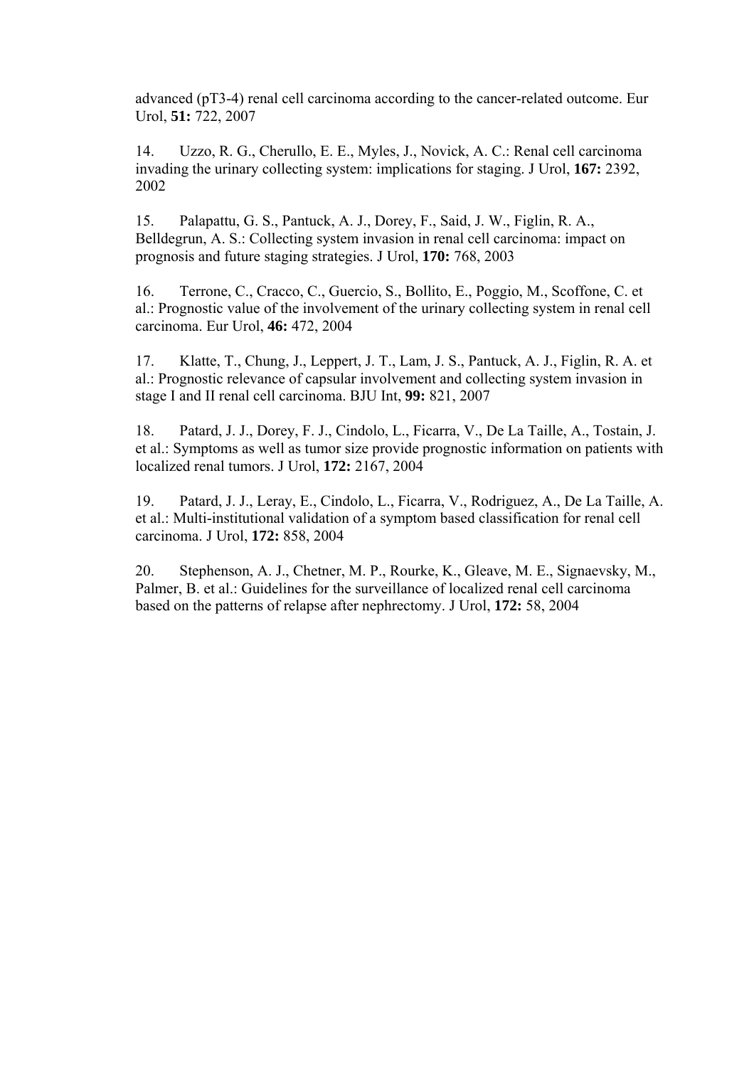advanced (pT3-4) renal cell carcinoma according to the cancer-related outcome. Eur Urol, **51:** 722, 2007

14. Uzzo, R. G., Cherullo, E. E., Myles, J., Novick, A. C.: Renal cell carcinoma invading the urinary collecting system: implications for staging. J Urol, **167:** 2392, 2002

15. Palapattu, G. S., Pantuck, A. J., Dorey, F., Said, J. W., Figlin, R. A., Belldegrun, A. S.: Collecting system invasion in renal cell carcinoma: impact on prognosis and future staging strategies. J Urol, **170:** 768, 2003

16. Terrone, C., Cracco, C., Guercio, S., Bollito, E., Poggio, M., Scoffone, C. et al.: Prognostic value of the involvement of the urinary collecting system in renal cell carcinoma. Eur Urol, **46:** 472, 2004

17. Klatte, T., Chung, J., Leppert, J. T., Lam, J. S., Pantuck, A. J., Figlin, R. A. et al.: Prognostic relevance of capsular involvement and collecting system invasion in stage I and II renal cell carcinoma. BJU Int, **99:** 821, 2007

18. Patard, J. J., Dorey, F. J., Cindolo, L., Ficarra, V., De La Taille, A., Tostain, J. et al.: Symptoms as well as tumor size provide prognostic information on patients with localized renal tumors. J Urol, **172:** 2167, 2004

19. Patard, J. J., Leray, E., Cindolo, L., Ficarra, V., Rodriguez, A., De La Taille, A. et al.: Multi-institutional validation of a symptom based classification for renal cell carcinoma. J Urol, **172:** 858, 2004

20. Stephenson, A. J., Chetner, M. P., Rourke, K., Gleave, M. E., Signaevsky, M., Palmer, B. et al.: Guidelines for the surveillance of localized renal cell carcinoma based on the patterns of relapse after nephrectomy. J Urol, **172:** 58, 2004